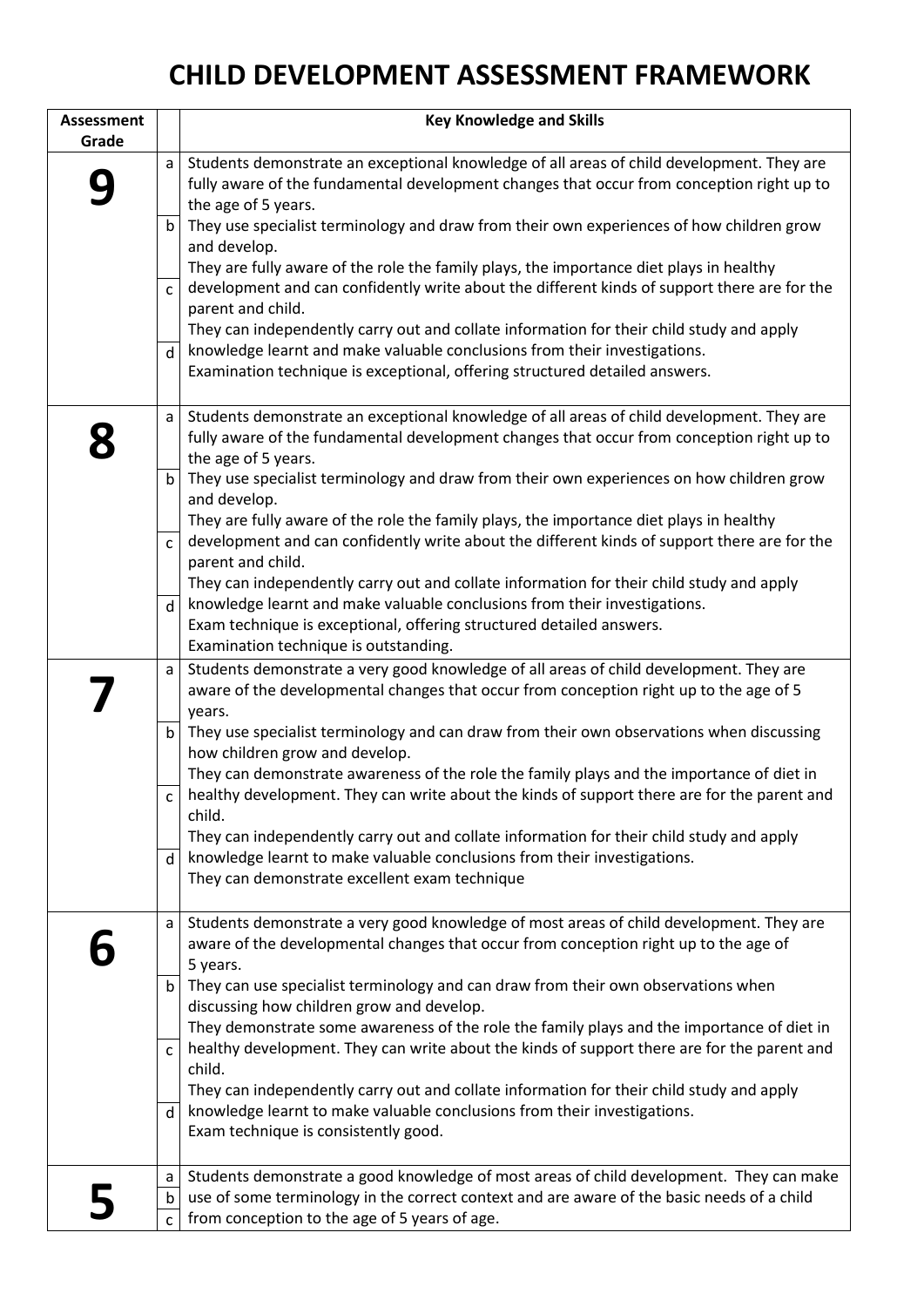# CHILD DEVELOPMENT ASSESSMENT FRAMEWORK

| Assessment Grade | | Key Knowledge and Skills |
|---|---|---|
| **9** | a<br>b<br>c<br>d | Students demonstrate an exceptional knowledge of all areas of child development. They are fully aware of the fundamental development changes that occur from conception right up to the age of 5 years.<br>They use specialist terminology and draw from their own experiences of how children grow and develop.<br>They are fully aware of the role the family plays, the importance diet plays in healthy development and can confidently write about the different kinds of support there are for the parent and child.<br>They can independently carry out and collate information for their child study and apply knowledge learnt and make valuable conclusions from their investigations.<br>Examination technique is exceptional, offering structured detailed answers. |
| **8** | a<br>b<br>c<br>d | Students demonstrate an exceptional knowledge of all areas of child development. They are fully aware of the fundamental development changes that occur from conception right up to the age of 5 years.<br>They use specialist terminology and draw from their own experiences on how children grow and develop.<br>They are fully aware of the role the family plays, the importance diet plays in healthy development and can confidently write about the different kinds of support there are for the parent and child.<br>They can independently carry out and collate information for their child study and apply knowledge learnt and make valuable conclusions from their investigations.<br>Exam technique is exceptional, offering structured detailed answers.<br>Examination technique is outstanding. |
| **7** | a<br>b<br>c<br>d | Students demonstrate a very good knowledge of all areas of child development. They are aware of the developmental changes that occur from conception right up to the age of 5 years.<br>They use specialist terminology and can draw from their own observations when discussing how children grow and develop.<br>They can demonstrate awareness of the role the family plays and the importance of diet in healthy development. They can write about the kinds of support there are for the parent and child.<br>They can independently carry out and collate information for their child study and apply knowledge learnt to make valuable conclusions from their investigations.<br>They can demonstrate excellent exam technique |
| **6** | a<br>b<br>c<br>d | Students demonstrate a very good knowledge of most areas of child development. They are aware of the developmental changes that occur from conception right up to the age of 5 years.<br>They can use specialist terminology and can draw from their own observations when discussing how children grow and develop.<br>They demonstrate some awareness of the role the family plays and the importance of diet in healthy development. They can write about the kinds of support there are for the parent and child.<br>They can independently carry out and collate information for their child study and apply knowledge learnt to make valuable conclusions from their investigations.<br>Exam technique is consistently good. |
| **5** | a<br>b<br>c | Students demonstrate a good knowledge of most areas of child development. They can make use of some terminology in the correct context and are aware of the basic needs of a child from conception to the age of 5 years of age. |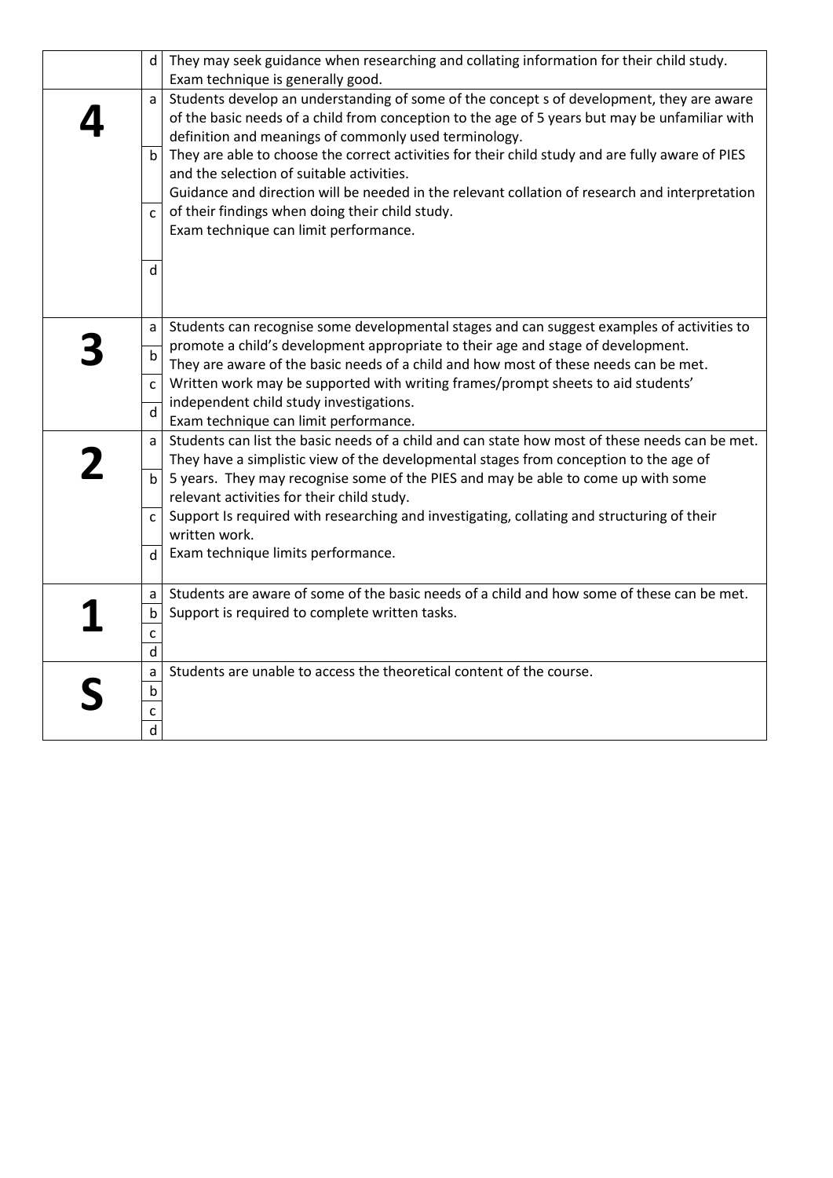| | | |
|---|---|---|
| | d | They may seek guidance when researching and collating information for their child study. Exam technique is generally good. |
| **4** | a | Students develop an understanding of some of the concept s of development, they are aware of the basic needs of a child from conception to the age of 5 years but may be unfamiliar with definition and meanings of commonly used terminology. |
| | b | They are able to choose the correct activities for their child study and are fully aware of PIES and the selection of suitable activities. |
| | c | Guidance and direction will be needed in the relevant collation of research and interpretation of their findings when doing their child study. Exam technique can limit performance. |
| | d | |
| **3** | a | Students can recognise some developmental stages and can suggest examples of activities to promote a child's development appropriate to their age and stage of development. |
| | b | They are aware of the basic needs of a child and how most of these needs can be met. |
| | c | Written work may be supported with writing frames/prompt sheets to aid students' independent child study investigations. |
| | d | Exam technique can limit performance. |
| **2** | a | Students can list the basic needs of a child and can state how most of these needs can be met. They have a simplistic view of the developmental stages from conception to the age of |
| | b | 5 years. They may recognise some of the PIES and may be able to come up with some relevant activities for their child study. |
| | c | Support Is required with researching and investigating, collating and structuring of their written work. |
| | d | Exam technique limits performance. |
| **1** | a | Students are aware of some of the basic needs of a child and how some of these can be met. |
| | b | Support is required to complete written tasks. |
| | c | |
| | d | |
| **S** | a | Students are unable to access the theoretical content of the course. |
| | b | |
| | c | |
| | d | |